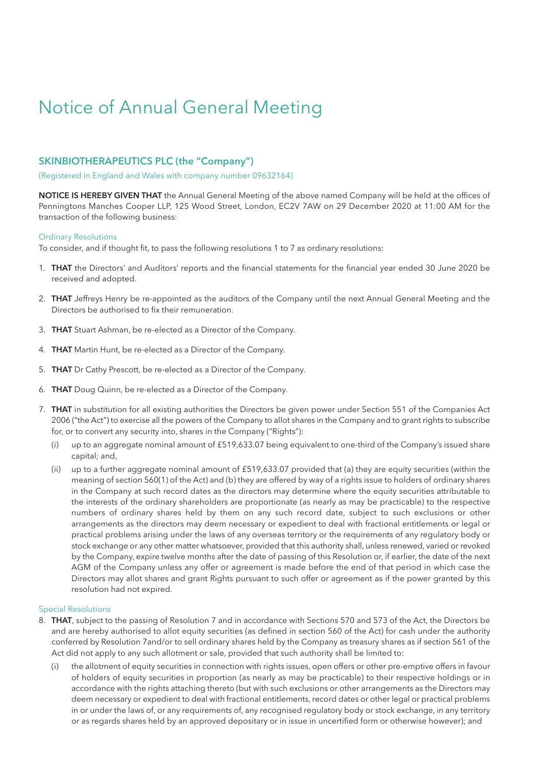# Notice of Annual General Meeting

## SKINBIOTHERAPEUTICS PLC (the "Company")

(Registered in England and Wales with company number 09632164)

**NOTICE IS HEREBY GIVEN THAT** the Annual General Meeting of the above named Company will be held at the offices of Penningtons Manches Cooper LLP, 125 Wood Street, London, EC2V 7AW on 29 December 2020 at 11:00 AM for the transaction of the following business:

### Ordinary Resolutions

To consider, and if thought fit, to pass the following resolutions 1 to 7 as ordinary resolutions:

1. **THAT** the Directors' and Auditors' reports and the financial statements for the financial year ended 30 June 2020 be received and adopted.

2. **THAT** Jeffreys Henry be re-appointed as the auditors of the Company until the next Annual General Meeting and the Directors be authorised to fix their remuneration.

3. **THAT** Stuart Ashman, be re-elected as a Director of the Company.

4. **THAT** Martin Hunt, be re-elected as a Director of the Company.

5. **THAT** Dr Cathy Prescott, be re-elected as a Director of the Company.

6. **THAT** Doug Quinn, be re-elected as a Director of the Company.

7. **THAT** in substitution for all existing authorities the Directors be given power under Section 551 of the Companies Act 2006 ("the Act") to exercise all the powers of the Company to allot shares in the Company and to grant rights to subscribe for, or to convert any security into, shares in the Company ("Rights"):

   (i) up to an aggregate nominal amount of £519,633.07 being equivalent to one-third of the Company's issued share capital; and,

   (ii) up to a further aggregate nominal amount of £519,633.07 provided that (a) they are equity securities (within the meaning of section 560(1) of the Act) and (b) they are offered by way of a rights issue to holders of ordinary shares in the Company at such record dates as the directors may determine where the equity securities attributable to the interests of the ordinary shareholders are proportionate (as nearly as may be practicable) to the respective numbers of ordinary shares held by them on any such record date, subject to such exclusions or other arrangements as the directors may deem necessary or expedient to deal with fractional entitlements or legal or practical problems arising under the laws of any overseas territory or the requirements of any regulatory body or stock exchange or any other matter whatsoever, provided that this authority shall, unless renewed, varied or revoked by the Company, expire twelve months after the date of passing of this Resolution or, if earlier, the date of the next AGM of the Company unless any offer or agreement is made before the end of that period in which case the Directors may allot shares and grant Rights pursuant to such offer or agreement as if the power granted by this resolution had not expired.

### Special Resolutions

8. **THAT**, subject to the passing of Resolution 7 and in accordance with Sections 570 and 573 of the Act, the Directors be and are hereby authorised to allot equity securities (as defined in section 560 of the Act) for cash under the authority conferred by Resolution 7and/or to sell ordinary shares held by the Company as treasury shares as if section 561 of the Act did not apply to any such allotment or sale, provided that such authority shall be limited to:

   (i) the allotment of equity securities in connection with rights issues, open offers or other pre-emptive offers in favour of holders of equity securities in proportion (as nearly as may be practicable) to their respective holdings or in accordance with the rights attaching thereto (but with such exclusions or other arrangements as the Directors may deem necessary or expedient to deal with fractional entitlements, record dates or other legal or practical problems in or under the laws of, or any requirements of, any recognised regulatory body or stock exchange, in any territory or as regards shares held by an approved depositary or in issue in uncertified form or otherwise however); and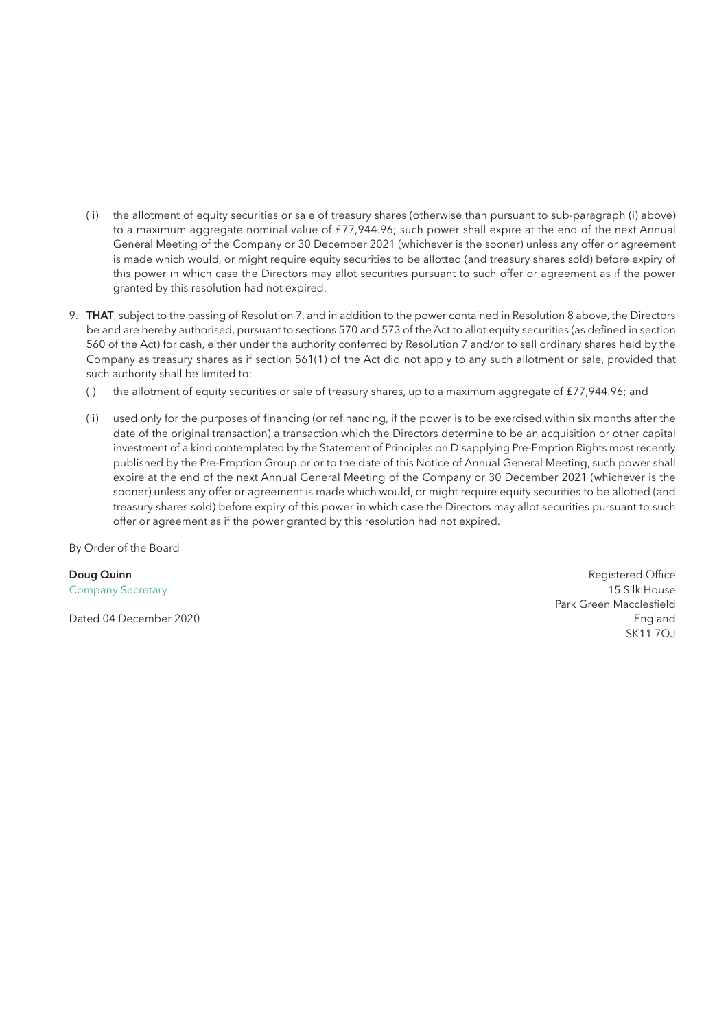(ii) the allotment of equity securities or sale of treasury shares (otherwise than pursuant to sub-paragraph (i) above) to a maximum aggregate nominal value of £77,944.96; such power shall expire at the end of the next Annual General Meeting of the Company or 30 December 2021 (whichever is the sooner) unless any offer or agreement is made which would, or might require equity securities to be allotted (and treasury shares sold) before expiry of this power in which case the Directors may allot securities pursuant to such offer or agreement as if the power granted by this resolution had not expired.

9. **THAT**, subject to the passing of Resolution 7, and in addition to the power contained in Resolution 8 above, the Directors be and are hereby authorised, pursuant to sections 570 and 573 of the Act to allot equity securities (as defined in section 560 of the Act) for cash, either under the authority conferred by Resolution 7 and/or to sell ordinary shares held by the Company as treasury shares as if section 561(1) of the Act did not apply to any such allotment or sale, provided that such authority shall be limited to:

   (i) the allotment of equity securities or sale of treasury shares, up to a maximum aggregate of £77,944.96; and

   (ii) used only for the purposes of financing (or refinancing, if the power is to be exercised within six months after the date of the original transaction) a transaction which the Directors determine to be an acquisition or other capital investment of a kind contemplated by the Statement of Principles on Disapplying Pre-Emption Rights most recently published by the Pre-Emption Group prior to the date of this Notice of Annual General Meeting, such power shall expire at the end of the next Annual General Meeting of the Company or 30 December 2021 (whichever is the sooner) unless any offer or agreement is made which would, or might require equity securities to be allotted (and treasury shares sold) before expiry of this power in which case the Directors may allot securities pursuant to such offer or agreement as if the power granted by this resolution had not expired.

By Order of the Board

**Doug Quinn**
Company Secretary

Dated 04 December 2020

Registered Office
15 Silk House
Park Green Macclesfield
England
SK11 7QJ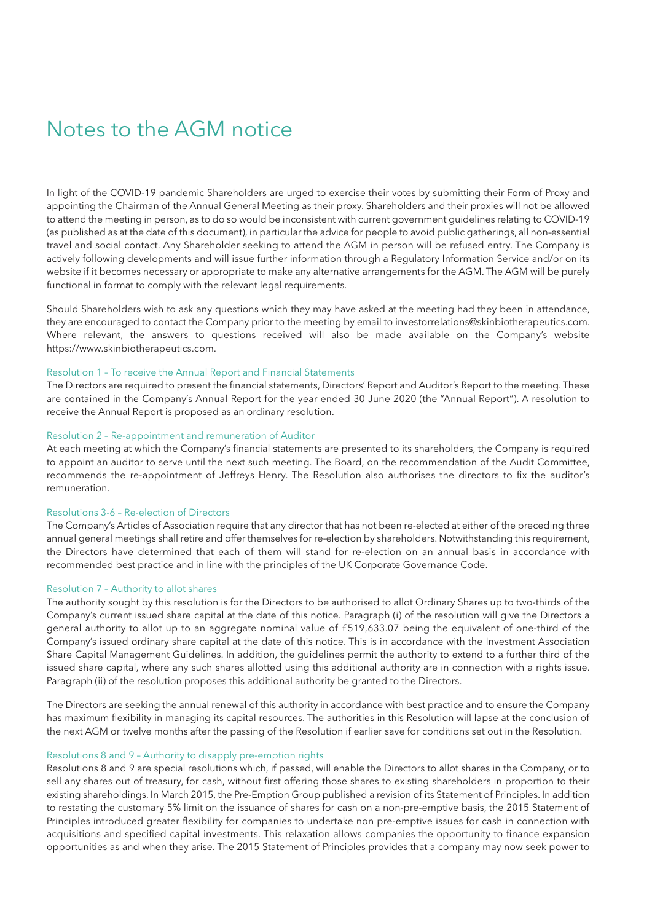# Notes to the AGM notice

In light of the COVID-19 pandemic Shareholders are urged to exercise their votes by submitting their Form of Proxy and appointing the Chairman of the Annual General Meeting as their proxy. Shareholders and their proxies will not be allowed to attend the meeting in person, as to do so would be inconsistent with current government guidelines relating to COVID-19 (as published as at the date of this document), in particular the advice for people to avoid public gatherings, all non-essential travel and social contact. Any Shareholder seeking to attend the AGM in person will be refused entry. The Company is actively following developments and will issue further information through a Regulatory Information Service and/or on its website if it becomes necessary or appropriate to make any alternative arrangements for the AGM. The AGM will be purely functional in format to comply with the relevant legal requirements.

Should Shareholders wish to ask any questions which they may have asked at the meeting had they been in attendance, they are encouraged to contact the Company prior to the meeting by email to investorrelations@skinbiotherapeutics.com. Where relevant, the answers to questions received will also be made available on the Company's website https://www.skinbiotherapeutics.com.

### Resolution 1 – To receive the Annual Report and Financial Statements

The Directors are required to present the financial statements, Directors' Report and Auditor's Report to the meeting. These are contained in the Company's Annual Report for the year ended 30 June 2020 (the "Annual Report"). A resolution to receive the Annual Report is proposed as an ordinary resolution.

### Resolution 2 – Re-appointment and remuneration of Auditor

At each meeting at which the Company's financial statements are presented to its shareholders, the Company is required to appoint an auditor to serve until the next such meeting. The Board, on the recommendation of the Audit Committee, recommends the re-appointment of Jeffreys Henry. The Resolution also authorises the directors to fix the auditor's remuneration.

### Resolutions 3-6 – Re-election of Directors

The Company's Articles of Association require that any director that has not been re-elected at either of the preceding three annual general meetings shall retire and offer themselves for re-election by shareholders. Notwithstanding this requirement, the Directors have determined that each of them will stand for re-election on an annual basis in accordance with recommended best practice and in line with the principles of the UK Corporate Governance Code.

### Resolution 7 – Authority to allot shares

The authority sought by this resolution is for the Directors to be authorised to allot Ordinary Shares up to two-thirds of the Company's current issued share capital at the date of this notice. Paragraph (i) of the resolution will give the Directors a general authority to allot up to an aggregate nominal value of £519,633.07 being the equivalent of one-third of the Company's issued ordinary share capital at the date of this notice. This is in accordance with the Investment Association Share Capital Management Guidelines. In addition, the guidelines permit the authority to extend to a further third of the issued share capital, where any such shares allotted using this additional authority are in connection with a rights issue. Paragraph (ii) of the resolution proposes this additional authority be granted to the Directors.

The Directors are seeking the annual renewal of this authority in accordance with best practice and to ensure the Company has maximum flexibility in managing its capital resources. The authorities in this Resolution will lapse at the conclusion of the next AGM or twelve months after the passing of the Resolution if earlier save for conditions set out in the Resolution.

### Resolutions 8 and 9 – Authority to disapply pre-emption rights

Resolutions 8 and 9 are special resolutions which, if passed, will enable the Directors to allot shares in the Company, or to sell any shares out of treasury, for cash, without first offering those shares to existing shareholders in proportion to their existing shareholdings. In March 2015, the Pre-Emption Group published a revision of its Statement of Principles. In addition to restating the customary 5% limit on the issuance of shares for cash on a non-pre-emptive basis, the 2015 Statement of Principles introduced greater flexibility for companies to undertake non pre-emptive issues for cash in connection with acquisitions and specified capital investments. This relaxation allows companies the opportunity to finance expansion opportunities as and when they arise. The 2015 Statement of Principles provides that a company may now seek power to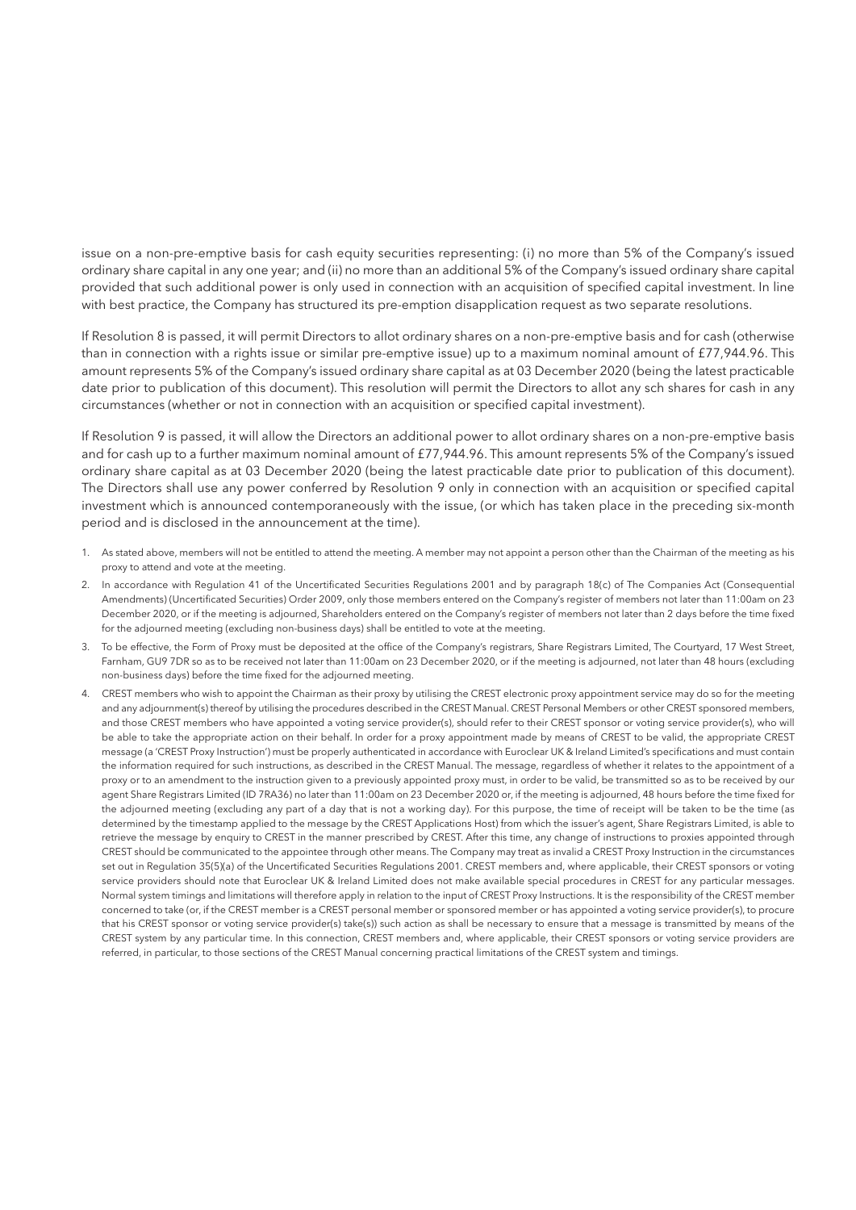issue on a non-pre-emptive basis for cash equity securities representing: (i) no more than 5% of the Company's issued ordinary share capital in any one year; and (ii) no more than an additional 5% of the Company's issued ordinary share capital provided that such additional power is only used in connection with an acquisition of specified capital investment. In line with best practice, the Company has structured its pre-emption disapplication request as two separate resolutions.

If Resolution 8 is passed, it will permit Directors to allot ordinary shares on a non-pre-emptive basis and for cash (otherwise than in connection with a rights issue or similar pre-emptive issue) up to a maximum nominal amount of £77,944.96. This amount represents 5% of the Company's issued ordinary share capital as at 03 December 2020 (being the latest practicable date prior to publication of this document). This resolution will permit the Directors to allot any sch shares for cash in any circumstances (whether or not in connection with an acquisition or specified capital investment).

If Resolution 9 is passed, it will allow the Directors an additional power to allot ordinary shares on a non-pre-emptive basis and for cash up to a further maximum nominal amount of £77,944.96. This amount represents 5% of the Company's issued ordinary share capital as at 03 December 2020 (being the latest practicable date prior to publication of this document). The Directors shall use any power conferred by Resolution 9 only in connection with an acquisition or specified capital investment which is announced contemporaneously with the issue, (or which has taken place in the preceding six-month period and is disclosed in the announcement at the time).

1. As stated above, members will not be entitled to attend the meeting. A member may not appoint a person other than the Chairman of the meeting as his proxy to attend and vote at the meeting.
2. In accordance with Regulation 41 of the Uncertificated Securities Regulations 2001 and by paragraph 18(c) of The Companies Act (Consequential Amendments) (Uncertificated Securities) Order 2009, only those members entered on the Company's register of members not later than 11:00am on 23 December 2020, or if the meeting is adjourned, Shareholders entered on the Company's register of members not later than 2 days before the time fixed for the adjourned meeting (excluding non-business days) shall be entitled to vote at the meeting.
3. To be effective, the Form of Proxy must be deposited at the office of the Company's registrars, Share Registrars Limited, The Courtyard, 17 West Street, Farnham, GU9 7DR so as to be received not later than 11:00am on 23 December 2020, or if the meeting is adjourned, not later than 48 hours (excluding non-business days) before the time fixed for the adjourned meeting.
4. CREST members who wish to appoint the Chairman as their proxy by utilising the CREST electronic proxy appointment service may do so for the meeting and any adjournment(s) thereof by utilising the procedures described in the CREST Manual. CREST Personal Members or other CREST sponsored members, and those CREST members who have appointed a voting service provider(s), should refer to their CREST sponsor or voting service provider(s), who will be able to take the appropriate action on their behalf. In order for a proxy appointment made by means of CREST to be valid, the appropriate CREST message (a 'CREST Proxy Instruction') must be properly authenticated in accordance with Euroclear UK & Ireland Limited's specifications and must contain the information required for such instructions, as described in the CREST Manual. The message, regardless of whether it relates to the appointment of a proxy or to an amendment to the instruction given to a previously appointed proxy must, in order to be valid, be transmitted so as to be received by our agent Share Registrars Limited (ID 7RA36) no later than 11:00am on 23 December 2020 or, if the meeting is adjourned, 48 hours before the time fixed for the adjourned meeting (excluding any part of a day that is not a working day). For this purpose, the time of receipt will be taken to be the time (as determined by the timestamp applied to the message by the CREST Applications Host) from which the issuer's agent, Share Registrars Limited, is able to retrieve the message by enquiry to CREST in the manner prescribed by CREST. After this time, any change of instructions to proxies appointed through CREST should be communicated to the appointee through other means. The Company may treat as invalid a CREST Proxy Instruction in the circumstances set out in Regulation 35(5)(a) of the Uncertificated Securities Regulations 2001. CREST members and, where applicable, their CREST sponsors or voting service providers should note that Euroclear UK & Ireland Limited does not make available special procedures in CREST for any particular messages. Normal system timings and limitations will therefore apply in relation to the input of CREST Proxy Instructions. It is the responsibility of the CREST member concerned to take (or, if the CREST member is a CREST personal member or sponsored member or has appointed a voting service provider(s), to procure that his CREST sponsor or voting service provider(s) take(s)) such action as shall be necessary to ensure that a message is transmitted by means of the CREST system by any particular time. In this connection, CREST members and, where applicable, their CREST sponsors or voting service providers are referred, in particular, to those sections of the CREST Manual concerning practical limitations of the CREST system and timings.